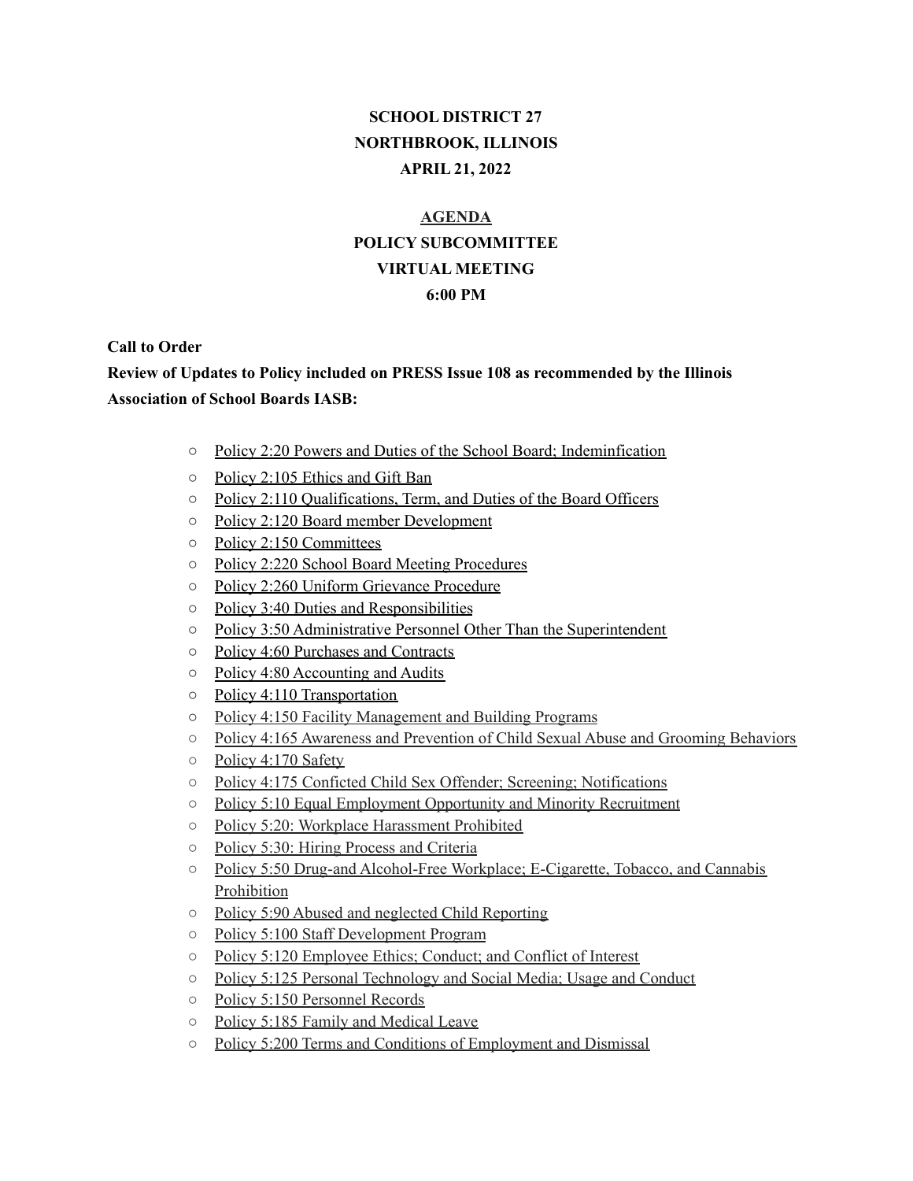**SCHOOL DISTRICT 27**
**NORTHBROOK, ILLINOIS**
**APRIL 21, 2022**

**AGENDA**
**POLICY SUBCOMMITTEE**
**VIRTUAL MEETING**
**6:00 PM**

**Call to Order**

**Review of Updates to Policy included on PRESS Issue 108 as recommended by the Illinois Association of School Boards IASB:**

- Policy 2:20 Powers and Duties of the School Board; Indeminfication
- Policy 2:105 Ethics and Gift Ban
- Policy 2:110 Qualifications, Term, and Duties of the Board Officers
- Policy 2:120 Board member Development
- Policy 2:150 Committees
- Policy 2:220 School Board Meeting Procedures
- Policy 2:260 Uniform Grievance Procedure
- Policy 3:40 Duties and Responsibilities
- Policy 3:50 Administrative Personnel Other Than the Superintendent
- Policy 4:60 Purchases and Contracts
- Policy 4:80 Accounting and Audits
- Policy 4:110 Transportation
- Policy 4:150 Facility Management and Building Programs
- Policy 4:165 Awareness and Prevention of Child Sexual Abuse and Grooming Behaviors
- Policy 4:170 Safety
- Policy 4:175 Conficted Child Sex Offender; Screening; Notifications
- Policy 5:10 Equal Employment Opportunity and Minority Recruitment
- Policy 5:20: Workplace Harassment Prohibited
- Policy 5:30: Hiring Process and Criteria
- Policy 5:50 Drug-and Alcohol-Free Workplace; E-Cigarette, Tobacco, and Cannabis Prohibition
- Policy 5:90 Abused and neglected Child Reporting
- Policy 5:100 Staff Development Program
- Policy 5:120 Employee Ethics; Conduct; and Conflict of Interest
- Policy 5:125 Personal Technology and Social Media; Usage and Conduct
- Policy 5:150 Personnel Records
- Policy 5:185 Family and Medical Leave
- Policy 5:200 Terms and Conditions of Employment and Dismissal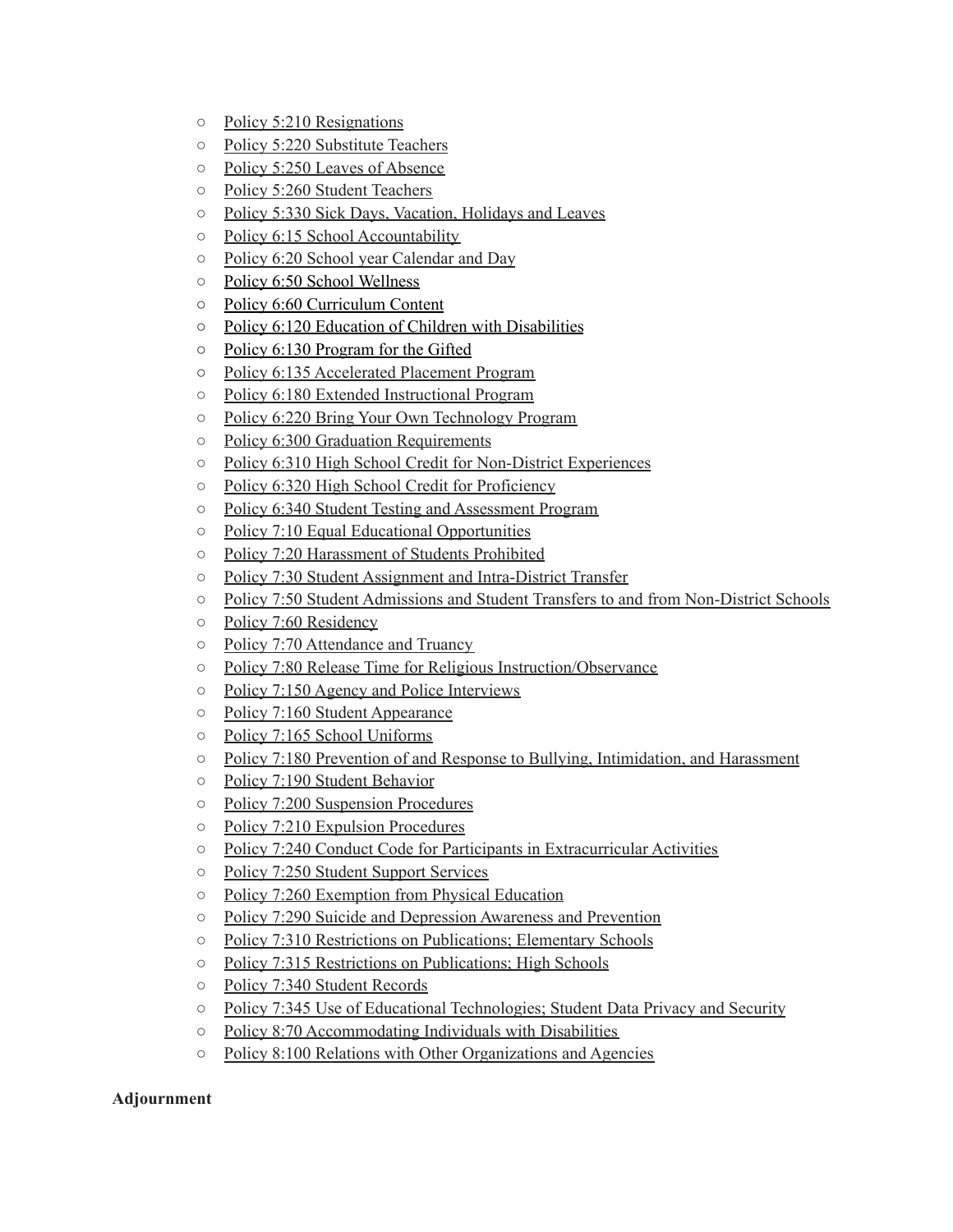- Policy 5:210 Resignations
- Policy 5:220 Substitute Teachers
- Policy 5:250 Leaves of Absence
- Policy 5:260 Student Teachers
- Policy 5:330 Sick Days, Vacation, Holidays and Leaves
- Policy 6:15 School Accountability
- Policy 6:20 School year Calendar and Day
- Policy 6:50 School Wellness
- Policy 6:60 Curriculum Content
- Policy 6:120 Education of Children with Disabilities
- Policy 6:130 Program for the Gifted
- Policy 6:135 Accelerated Placement Program
- Policy 6:180 Extended Instructional Program
- Policy 6:220 Bring Your Own Technology Program
- Policy 6:300 Graduation Requirements
- Policy 6:310 High School Credit for Non-District Experiences
- Policy 6:320 High School Credit for Proficiency
- Policy 6:340 Student Testing and Assessment Program
- Policy 7:10 Equal Educational Opportunities
- Policy 7:20 Harassment of Students Prohibited
- Policy 7:30 Student Assignment and Intra-District Transfer
- Policy 7:50 Student Admissions and Student Transfers to and from Non-District Schools
- Policy 7:60 Residency
- Policy 7:70 Attendance and Truancy
- Policy 7:80 Release Time for Religious Instruction/Observance
- Policy 7:150 Agency and Police Interviews
- Policy 7:160 Student Appearance
- Policy 7:165 School Uniforms
- Policy 7:180 Prevention of and Response to Bullying, Intimidation, and Harassment
- Policy 7:190 Student Behavior
- Policy 7:200 Suspension Procedures
- Policy 7:210 Expulsion Procedures
- Policy 7:240 Conduct Code for Participants in Extracurricular Activities
- Policy 7:250 Student Support Services
- Policy 7:260 Exemption from Physical Education
- Policy 7:290 Suicide and Depression Awareness and Prevention
- Policy 7:310 Restrictions on Publications; Elementary Schools
- Policy 7:315 Restrictions on Publications; High Schools
- Policy 7:340 Student Records
- Policy 7:345 Use of Educational Technologies; Student Data Privacy and Security
- Policy 8:70 Accommodating Individuals with Disabilities
- Policy 8:100 Relations with Other Organizations and Agencies

**Adjournment**